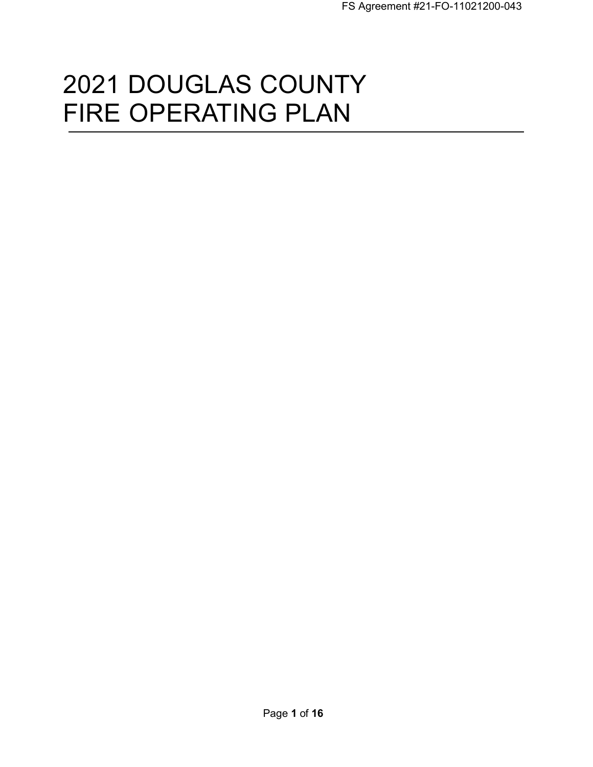# 2021 DOUGLAS COUNTY FIRE OPERATING PLAN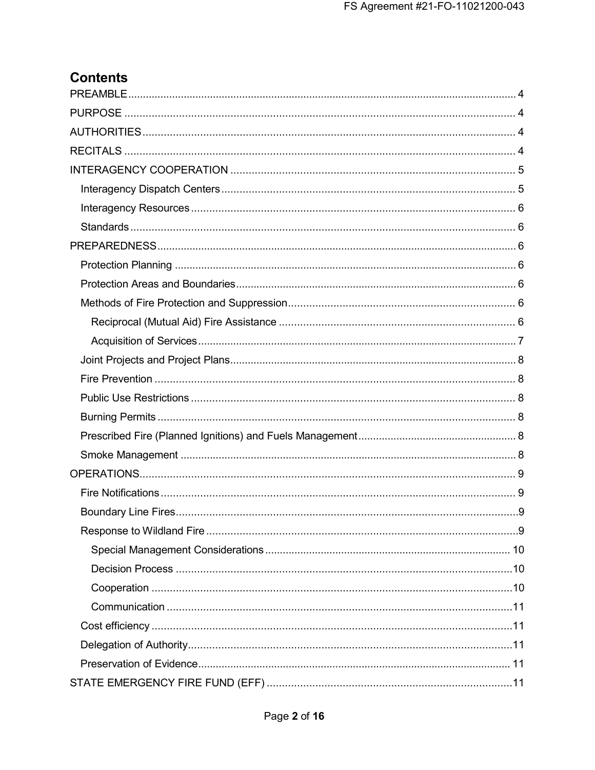# Contents

- PREAMBLE .... 4
- PURPOSE .... 4
- AUTHORITIES .... 4
- RECITALS .... 4
- INTERAGENCY COOPERATION .... 5
  - Interagency Dispatch Centers .... 5
  - Interagency Resources .... 6
  - Standards .... 6
- PREPAREDNESS .... 6
  - Protection Planning .... 6
  - Protection Areas and Boundaries .... 6
  - Methods of Fire Protection and Suppression .... 6
    - Reciprocal (Mutual Aid) Fire Assistance .... 6
    - Acquisition of Services .... 7
  - Joint Projects and Project Plans .... 8
  - Fire Prevention .... 8
  - Public Use Restrictions .... 8
  - Burning Permits .... 8
  - Prescribed Fire (Planned Ignitions) and Fuels Management .... 8
  - Smoke Management .... 8
- OPERATIONS .... 9
  - Fire Notifications .... 9
  - Boundary Line Fires .... 9
  - Response to Wildland Fire .... 9
    - Special Management Considerations .... 10
    - Decision Process .... 10
    - Cooperation .... 10
    - Communication .... 11
  - Cost efficiency .... 11
  - Delegation of Authority .... 11
  - Preservation of Evidence .... 11
- STATE EMERGENCY FIRE FUND (EFF) .... 11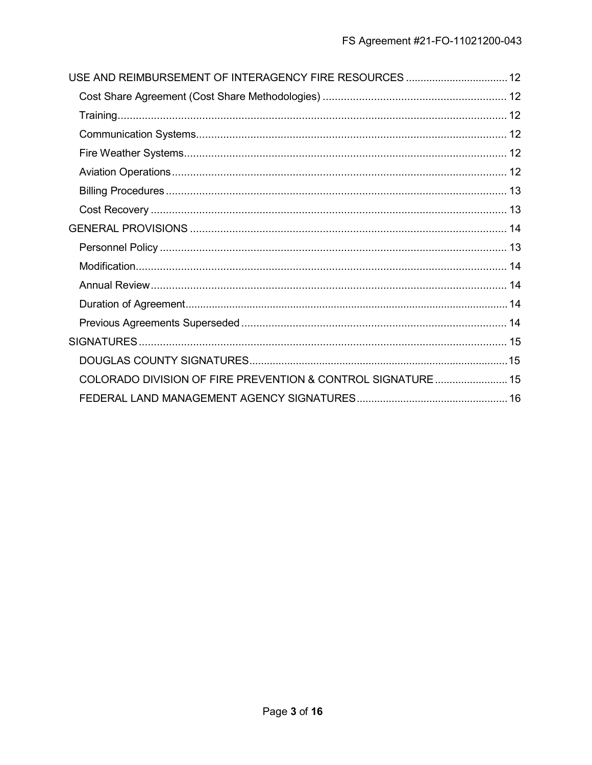USE AND REIMBURSEMENT OF INTERAGENCY FIRE RESOURCES ..... 12
- Cost Share Agreement (Cost Share Methodologies) ..... 12
- Training ..... 12
- Communication Systems ..... 12
- Fire Weather Systems ..... 12
- Aviation Operations ..... 12
- Billing Procedures ..... 13
- Cost Recovery ..... 13

GENERAL PROVISIONS ..... 14
- Personnel Policy ..... 13
- Modification ..... 14
- Annual Review ..... 14
- Duration of Agreement ..... 14
- Previous Agreements Superseded ..... 14

SIGNATURES ..... 15
- DOUGLAS COUNTY SIGNATURES ..... 15
- COLORADO DIVISION OF FIRE PREVENTION & CONTROL SIGNATURE ..... 15
- FEDERAL LAND MANAGEMENT AGENCY SIGNATURES ..... 16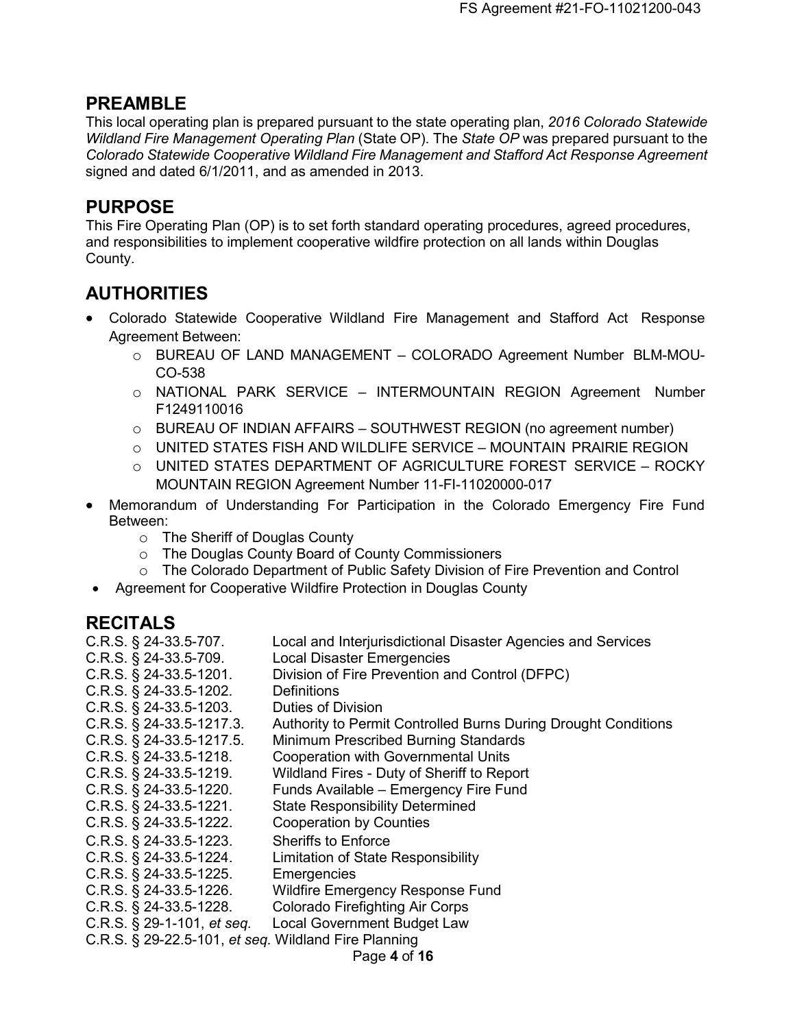## PREAMBLE

This local operating plan is prepared pursuant to the state operating plan, *2016 Colorado Statewide Wildland Fire Management Operating Plan* (State OP). The *State OP* was prepared pursuant to the *Colorado Statewide Cooperative Wildland Fire Management and Stafford Act Response Agreement* signed and dated 6/1/2011, and as amended in 2013.

## PURPOSE

This Fire Operating Plan (OP) is to set forth standard operating procedures, agreed procedures, and responsibilities to implement cooperative wildfire protection on all lands within Douglas County.

## AUTHORITIES

- Colorado Statewide Cooperative Wildland Fire Management and Stafford Act Response Agreement Between:
  - BUREAU OF LAND MANAGEMENT – COLORADO Agreement Number BLM-MOU-CO-538
  - NATIONAL PARK SERVICE – INTERMOUNTAIN REGION Agreement Number F1249110016
  - BUREAU OF INDIAN AFFAIRS – SOUTHWEST REGION (no agreement number)
  - UNITED STATES FISH AND WILDLIFE SERVICE – MOUNTAIN PRAIRIE REGION
  - UNITED STATES DEPARTMENT OF AGRICULTURE FOREST SERVICE – ROCKY MOUNTAIN REGION Agreement Number 11-FI-11020000-017
- Memorandum of Understanding For Participation in the Colorado Emergency Fire Fund Between:
  - The Sheriff of Douglas County
  - The Douglas County Board of County Commissioners
  - The Colorado Department of Public Safety Division of Fire Prevention and Control
- Agreement for Cooperative Wildfire Protection in Douglas County

## RECITALS

| | |
|---|---|
| C.R.S. § 24-33.5-707. | Local and Interjurisdictional Disaster Agencies and Services |
| C.R.S. § 24-33.5-709. | Local Disaster Emergencies |
| C.R.S. § 24-33.5-1201. | Division of Fire Prevention and Control (DFPC) |
| C.R.S. § 24-33.5-1202. | Definitions |
| C.R.S. § 24-33.5-1203. | Duties of Division |
| C.R.S. § 24-33.5-1217.3. | Authority to Permit Controlled Burns During Drought Conditions |
| C.R.S. § 24-33.5-1217.5. | Minimum Prescribed Burning Standards |
| C.R.S. § 24-33.5-1218. | Cooperation with Governmental Units |
| C.R.S. § 24-33.5-1219. | Wildland Fires - Duty of Sheriff to Report |
| C.R.S. § 24-33.5-1220. | Funds Available – Emergency Fire Fund |
| C.R.S. § 24-33.5-1221. | State Responsibility Determined |
| C.R.S. § 24-33.5-1222. | Cooperation by Counties |
| C.R.S. § 24-33.5-1223. | Sheriffs to Enforce |
| C.R.S. § 24-33.5-1224. | Limitation of State Responsibility |
| C.R.S. § 24-33.5-1225. | Emergencies |
| C.R.S. § 24-33.5-1226. | Wildfire Emergency Response Fund |
| C.R.S. § 24-33.5-1228. | Colorado Firefighting Air Corps |
| C.R.S. § 29-1-101, *et seq.* | Local Government Budget Law |
| C.R.S. § 29-22.5-101, *et seq.* | Wildland Fire Planning |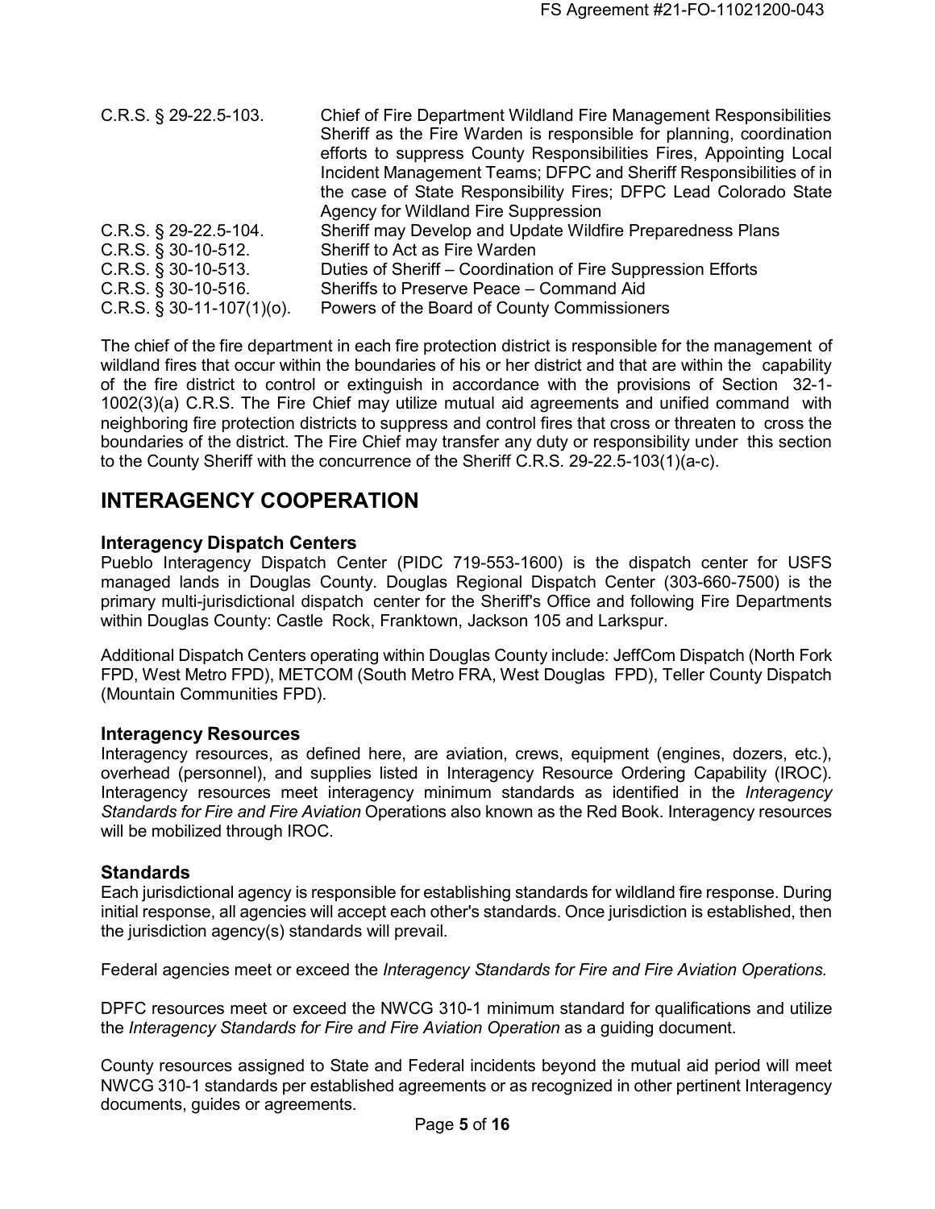| | |
|---|---|
| C.R.S. § 29-22.5-103. | Chief of Fire Department Wildland Fire Management Responsibilities Sheriff as the Fire Warden is responsible for planning, coordination efforts to suppress County Responsibilities Fires, Appointing Local Incident Management Teams; DFPC and Sheriff Responsibilities of in the case of State Responsibility Fires; DFPC Lead Colorado State Agency for Wildland Fire Suppression |
| C.R.S. § 29-22.5-104. | Sheriff may Develop and Update Wildfire Preparedness Plans |
| C.R.S. § 30-10-512. | Sheriff to Act as Fire Warden |
| C.R.S. § 30-10-513. | Duties of Sheriff – Coordination of Fire Suppression Efforts |
| C.R.S. § 30-10-516. | Sheriffs to Preserve Peace – Command Aid |
| C.R.S. § 30-11-107(1)(o). | Powers of the Board of County Commissioners |

The chief of the fire department in each fire protection district is responsible for the management of wildland fires that occur within the boundaries of his or her district and that are within the capability of the fire district to control or extinguish in accordance with the provisions of Section 32-1-1002(3)(a) C.R.S. The Fire Chief may utilize mutual aid agreements and unified command with neighboring fire protection districts to suppress and control fires that cross or threaten to cross the boundaries of the district. The Fire Chief may transfer any duty or responsibility under this section to the County Sheriff with the concurrence of the Sheriff C.R.S. 29-22.5-103(1)(a-c).

## INTERAGENCY COOPERATION

### Interagency Dispatch Centers

Pueblo Interagency Dispatch Center (PIDC 719-553-1600) is the dispatch center for USFS managed lands in Douglas County. Douglas Regional Dispatch Center (303-660-7500) is the primary multi-jurisdictional dispatch center for the Sheriff's Office and following Fire Departments within Douglas County: Castle Rock, Franktown, Jackson 105 and Larkspur.

Additional Dispatch Centers operating within Douglas County include: JeffCom Dispatch (North Fork FPD, West Metro FPD), METCOM (South Metro FRA, West Douglas FPD), Teller County Dispatch (Mountain Communities FPD).

### Interagency Resources

Interagency resources, as defined here, are aviation, crews, equipment (engines, dozers, etc.), overhead (personnel), and supplies listed in Interagency Resource Ordering Capability (IROC). Interagency resources meet interagency minimum standards as identified in the *Interagency Standards for Fire and Fire Aviation* Operations also known as the Red Book. Interagency resources will be mobilized through IROC.

### Standards

Each jurisdictional agency is responsible for establishing standards for wildland fire response. During initial response, all agencies will accept each other's standards. Once jurisdiction is established, then the jurisdiction agency(s) standards will prevail.

Federal agencies meet or exceed the *Interagency Standards for Fire and Fire Aviation Operations.*

DPFC resources meet or exceed the NWCG 310-1 minimum standard for qualifications and utilize the *Interagency Standards for Fire and Fire Aviation Operation* as a guiding document.

County resources assigned to State and Federal incidents beyond the mutual aid period will meet NWCG 310-1 standards per established agreements or as recognized in other pertinent Interagency documents, guides or agreements.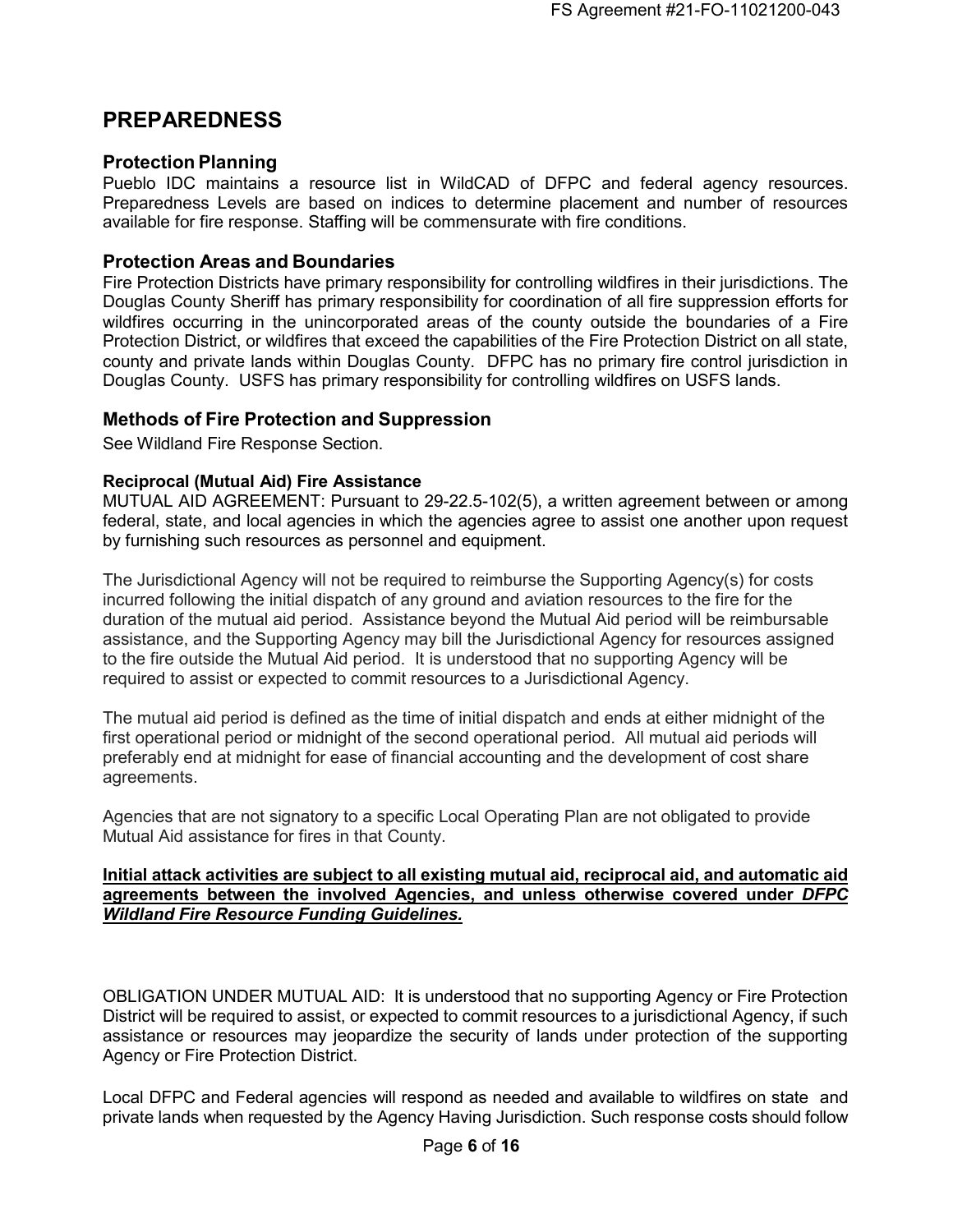# PREPAREDNESS

## Protection Planning

Pueblo IDC maintains a resource list in WildCAD of DFPC and federal agency resources. Preparedness Levels are based on indices to determine placement and number of resources available for fire response. Staffing will be commensurate with fire conditions.

## Protection Areas and Boundaries

Fire Protection Districts have primary responsibility for controlling wildfires in their jurisdictions. The Douglas County Sheriff has primary responsibility for coordination of all fire suppression efforts for wildfires occurring in the unincorporated areas of the county outside the boundaries of a Fire Protection District, or wildfires that exceed the capabilities of the Fire Protection District on all state, county and private lands within Douglas County. DFPC has no primary fire control jurisdiction in Douglas County. USFS has primary responsibility for controlling wildfires on USFS lands.

## Methods of Fire Protection and Suppression

See Wildland Fire Response Section.

### Reciprocal (Mutual Aid) Fire Assistance

MUTUAL AID AGREEMENT: Pursuant to 29-22.5-102(5), a written agreement between or among federal, state, and local agencies in which the agencies agree to assist one another upon request by furnishing such resources as personnel and equipment.

The Jurisdictional Agency will not be required to reimburse the Supporting Agency(s) for costs incurred following the initial dispatch of any ground and aviation resources to the fire for the duration of the mutual aid period. Assistance beyond the Mutual Aid period will be reimbursable assistance, and the Supporting Agency may bill the Jurisdictional Agency for resources assigned to the fire outside the Mutual Aid period. It is understood that no supporting Agency will be required to assist or expected to commit resources to a Jurisdictional Agency.

The mutual aid period is defined as the time of initial dispatch and ends at either midnight of the first operational period or midnight of the second operational period. All mutual aid periods will preferably end at midnight for ease of financial accounting and the development of cost share agreements.

Agencies that are not signatory to a specific Local Operating Plan are not obligated to provide Mutual Aid assistance for fires in that County.

**Initial attack activities are subject to all existing mutual aid, reciprocal aid, and automatic aid agreements between the involved Agencies, and unless otherwise covered under *DFPC Wildland Fire Resource Funding Guidelines.***

OBLIGATION UNDER MUTUAL AID: It is understood that no supporting Agency or Fire Protection District will be required to assist, or expected to commit resources to a jurisdictional Agency, if such assistance or resources may jeopardize the security of lands under protection of the supporting Agency or Fire Protection District.

Local DFPC and Federal agencies will respond as needed and available to wildfires on state and private lands when requested by the Agency Having Jurisdiction. Such response costs should follow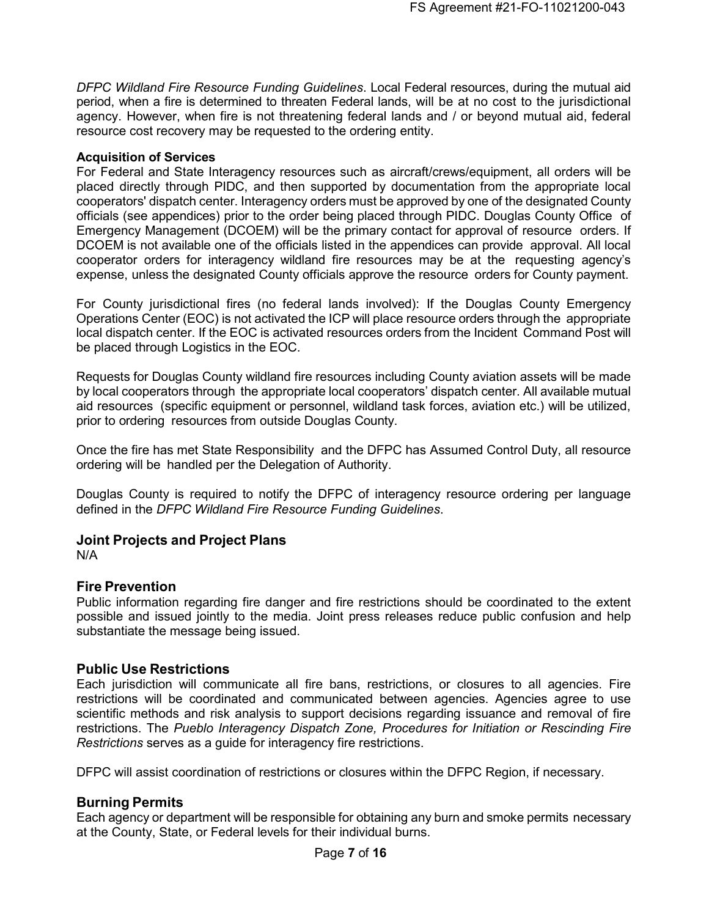*DFPC Wildland Fire Resource Funding Guidelines*. Local Federal resources, during the mutual aid period, when a fire is determined to threaten Federal lands, will be at no cost to the jurisdictional agency. However, when fire is not threatening federal lands and / or beyond mutual aid, federal resource cost recovery may be requested to the ordering entity.

**Acquisition of Services**

For Federal and State Interagency resources such as aircraft/crews/equipment, all orders will be placed directly through PIDC, and then supported by documentation from the appropriate local cooperators' dispatch center. Interagency orders must be approved by one of the designated County officials (see appendices) prior to the order being placed through PIDC. Douglas County Office of Emergency Management (DCOEM) will be the primary contact for approval of resource orders. If DCOEM is not available one of the officials listed in the appendices can provide approval. All local cooperator orders for interagency wildland fire resources may be at the requesting agency's expense, unless the designated County officials approve the resource orders for County payment.

For County jurisdictional fires (no federal lands involved): If the Douglas County Emergency Operations Center (EOC) is not activated the ICP will place resource orders through the appropriate local dispatch center. If the EOC is activated resources orders from the Incident Command Post will be placed through Logistics in the EOC.

Requests for Douglas County wildland fire resources including County aviation assets will be made by local cooperators through the appropriate local cooperators' dispatch center. All available mutual aid resources (specific equipment or personnel, wildland task forces, aviation etc.) will be utilized, prior to ordering resources from outside Douglas County.

Once the fire has met State Responsibility and the DFPC has Assumed Control Duty, all resource ordering will be handled per the Delegation of Authority.

Douglas County is required to notify the DFPC of interagency resource ordering per language defined in the *DFPC Wildland Fire Resource Funding Guidelines*.

## Joint Projects and Project Plans

N/A

## Fire Prevention

Public information regarding fire danger and fire restrictions should be coordinated to the extent possible and issued jointly to the media. Joint press releases reduce public confusion and help substantiate the message being issued.

## Public Use Restrictions

Each jurisdiction will communicate all fire bans, restrictions, or closures to all agencies. Fire restrictions will be coordinated and communicated between agencies. Agencies agree to use scientific methods and risk analysis to support decisions regarding issuance and removal of fire restrictions. The *Pueblo Interagency Dispatch Zone, Procedures for Initiation or Rescinding Fire Restrictions* serves as a guide for interagency fire restrictions.

DFPC will assist coordination of restrictions or closures within the DFPC Region, if necessary.

## Burning Permits

Each agency or department will be responsible for obtaining any burn and smoke permits necessary at the County, State, or Federal levels for their individual burns.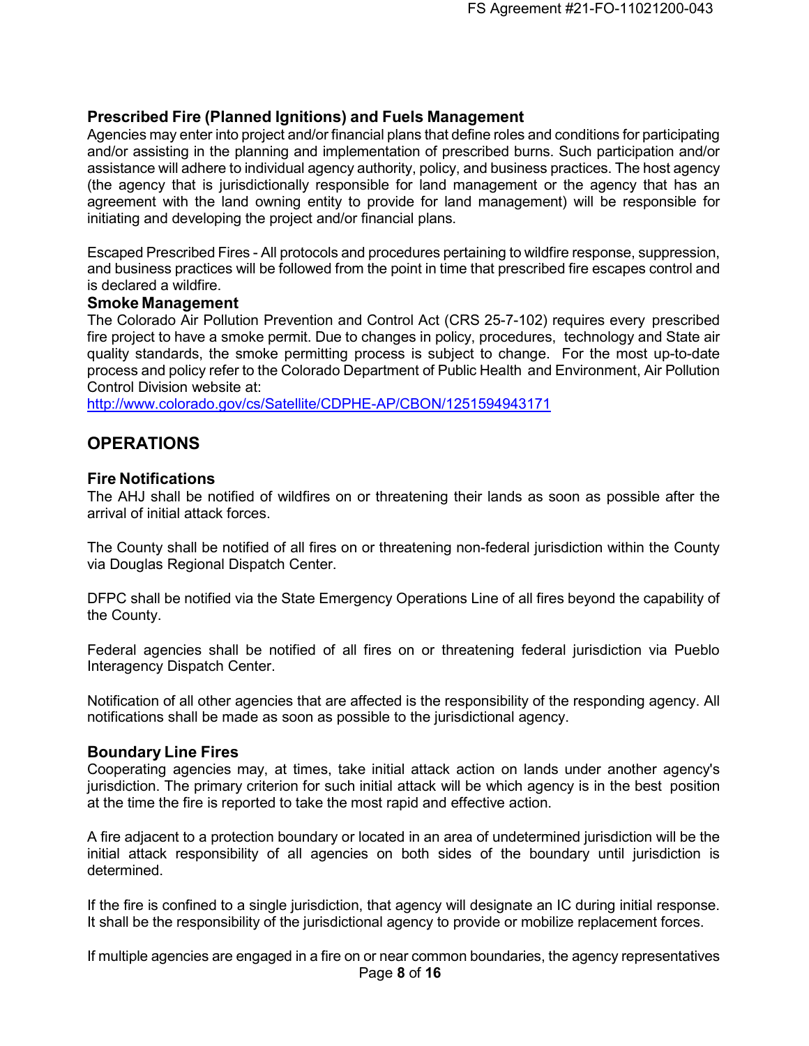### Prescribed Fire (Planned Ignitions) and Fuels Management

Agencies may enter into project and/or financial plans that define roles and conditions for participating and/or assisting in the planning and implementation of prescribed burns. Such participation and/or assistance will adhere to individual agency authority, policy, and business practices. The host agency (the agency that is jurisdictionally responsible for land management or the agency that has an agreement with the land owning entity to provide for land management) will be responsible for initiating and developing the project and/or financial plans.

Escaped Prescribed Fires - All protocols and procedures pertaining to wildfire response, suppression, and business practices will be followed from the point in time that prescribed fire escapes control and is declared a wildfire.

### Smoke Management

The Colorado Air Pollution Prevention and Control Act (CRS 25-7-102) requires every prescribed fire project to have a smoke permit. Due to changes in policy, procedures, technology and State air quality standards, the smoke permitting process is subject to change. For the most up-to-date process and policy refer to the Colorado Department of Public Health and Environment, Air Pollution Control Division website at:
http://www.colorado.gov/cs/Satellite/CDPHE-AP/CBON/1251594943171

## OPERATIONS

### Fire Notifications

The AHJ shall be notified of wildfires on or threatening their lands as soon as possible after the arrival of initial attack forces.

The County shall be notified of all fires on or threatening non-federal jurisdiction within the County via Douglas Regional Dispatch Center.

DFPC shall be notified via the State Emergency Operations Line of all fires beyond the capability of the County.

Federal agencies shall be notified of all fires on or threatening federal jurisdiction via Pueblo Interagency Dispatch Center.

Notification of all other agencies that are affected is the responsibility of the responding agency. All notifications shall be made as soon as possible to the jurisdictional agency.

### Boundary Line Fires

Cooperating agencies may, at times, take initial attack action on lands under another agency's jurisdiction. The primary criterion for such initial attack will be which agency is in the best position at the time the fire is reported to take the most rapid and effective action.

A fire adjacent to a protection boundary or located in an area of undetermined jurisdiction will be the initial attack responsibility of all agencies on both sides of the boundary until jurisdiction is determined.

If the fire is confined to a single jurisdiction, that agency will designate an IC during initial response. It shall be the responsibility of the jurisdictional agency to provide or mobilize replacement forces.

If multiple agencies are engaged in a fire on or near common boundaries, the agency representatives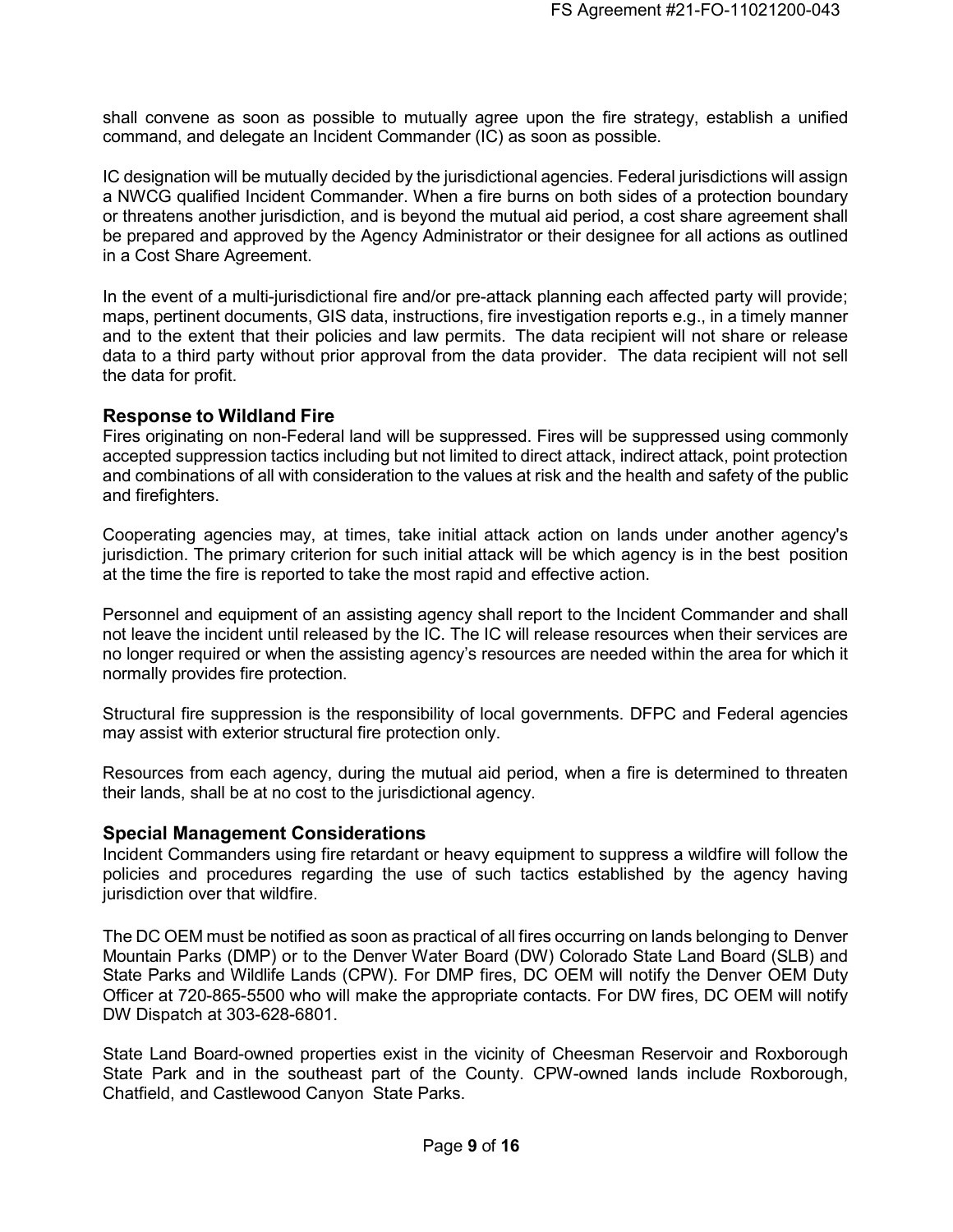shall convene as soon as possible to mutually agree upon the fire strategy, establish a unified command, and delegate an Incident Commander (IC) as soon as possible.

IC designation will be mutually decided by the jurisdictional agencies. Federal jurisdictions will assign a NWCG qualified Incident Commander. When a fire burns on both sides of a protection boundary or threatens another jurisdiction, and is beyond the mutual aid period, a cost share agreement shall be prepared and approved by the Agency Administrator or their designee for all actions as outlined in a Cost Share Agreement.

In the event of a multi-jurisdictional fire and/or pre-attack planning each affected party will provide; maps, pertinent documents, GIS data, instructions, fire investigation reports e.g., in a timely manner and to the extent that their policies and law permits. The data recipient will not share or release data to a third party without prior approval from the data provider. The data recipient will not sell the data for profit.

### Response to Wildland Fire

Fires originating on non-Federal land will be suppressed. Fires will be suppressed using commonly accepted suppression tactics including but not limited to direct attack, indirect attack, point protection and combinations of all with consideration to the values at risk and the health and safety of the public and firefighters.

Cooperating agencies may, at times, take initial attack action on lands under another agency's jurisdiction. The primary criterion for such initial attack will be which agency is in the best position at the time the fire is reported to take the most rapid and effective action.

Personnel and equipment of an assisting agency shall report to the Incident Commander and shall not leave the incident until released by the IC. The IC will release resources when their services are no longer required or when the assisting agency's resources are needed within the area for which it normally provides fire protection.

Structural fire suppression is the responsibility of local governments. DFPC and Federal agencies may assist with exterior structural fire protection only.

Resources from each agency, during the mutual aid period, when a fire is determined to threaten their lands, shall be at no cost to the jurisdictional agency.

### Special Management Considerations

Incident Commanders using fire retardant or heavy equipment to suppress a wildfire will follow the policies and procedures regarding the use of such tactics established by the agency having jurisdiction over that wildfire.

The DC OEM must be notified as soon as practical of all fires occurring on lands belonging to Denver Mountain Parks (DMP) or to the Denver Water Board (DW) Colorado State Land Board (SLB) and State Parks and Wildlife Lands (CPW). For DMP fires, DC OEM will notify the Denver OEM Duty Officer at 720-865-5500 who will make the appropriate contacts. For DW fires, DC OEM will notify DW Dispatch at 303-628-6801.

State Land Board-owned properties exist in the vicinity of Cheesman Reservoir and Roxborough State Park and in the southeast part of the County. CPW-owned lands include Roxborough, Chatfield, and Castlewood Canyon State Parks.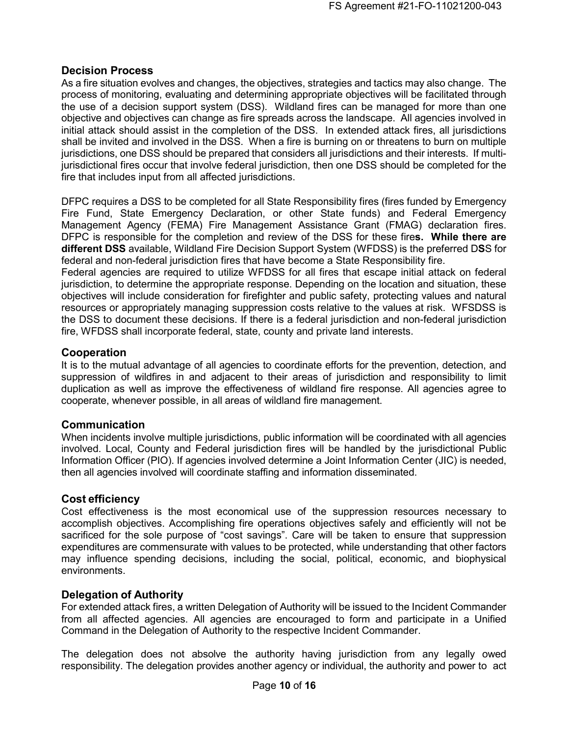## Decision Process

As a fire situation evolves and changes, the objectives, strategies and tactics may also change. The process of monitoring, evaluating and determining appropriate objectives will be facilitated through the use of a decision support system (DSS). Wildland fires can be managed for more than one objective and objectives can change as fire spreads across the landscape. All agencies involved in initial attack should assist in the completion of the DSS. In extended attack fires, all jurisdictions shall be invited and involved in the DSS. When a fire is burning on or threatens to burn on multiple jurisdictions, one DSS should be prepared that considers all jurisdictions and their interests. If multi-jurisdictional fires occur that involve federal jurisdiction, then one DSS should be completed for the fire that includes input from all affected jurisdictions.

DFPC requires a DSS to be completed for all State Responsibility fires (fires funded by Emergency Fire Fund, State Emergency Declaration, or other State funds) and Federal Emergency Management Agency (FEMA) Fire Management Assistance Grant (FMAG) declaration fires. DFPC is responsible for the completion and review of the DSS for these fire**s. While there are different DSS** available, Wildland Fire Decision Support System (WFDSS) is the preferred D**S**S for federal and non-federal jurisdiction fires that have become a State Responsibility fire.
Federal agencies are required to utilize WFDSS for all fires that escape initial attack on federal jurisdiction, to determine the appropriate response. Depending on the location and situation, these objectives will include consideration for firefighter and public safety, protecting values and natural resources or appropriately managing suppression costs relative to the values at risk. WFSDSS is the DSS to document these decisions. If there is a federal jurisdiction and non-federal jurisdiction fire, WFDSS shall incorporate federal, state, county and private land interests.

## Cooperation

It is to the mutual advantage of all agencies to coordinate efforts for the prevention, detection, and suppression of wildfires in and adjacent to their areas of jurisdiction and responsibility to limit duplication as well as improve the effectiveness of wildland fire response. All agencies agree to cooperate, whenever possible, in all areas of wildland fire management.

## Communication

When incidents involve multiple jurisdictions, public information will be coordinated with all agencies involved. Local, County and Federal jurisdiction fires will be handled by the jurisdictional Public Information Officer (PIO). If agencies involved determine a Joint Information Center (JIC) is needed, then all agencies involved will coordinate staffing and information disseminated.

## Cost efficiency

Cost effectiveness is the most economical use of the suppression resources necessary to accomplish objectives. Accomplishing fire operations objectives safely and efficiently will not be sacrificed for the sole purpose of "cost savings". Care will be taken to ensure that suppression expenditures are commensurate with values to be protected, while understanding that other factors may influence spending decisions, including the social, political, economic, and biophysical environments.

## Delegation of Authority

For extended attack fires, a written Delegation of Authority will be issued to the Incident Commander from all affected agencies. All agencies are encouraged to form and participate in a Unified Command in the Delegation of Authority to the respective Incident Commander.

The delegation does not absolve the authority having jurisdiction from any legally owed responsibility. The delegation provides another agency or individual, the authority and power to act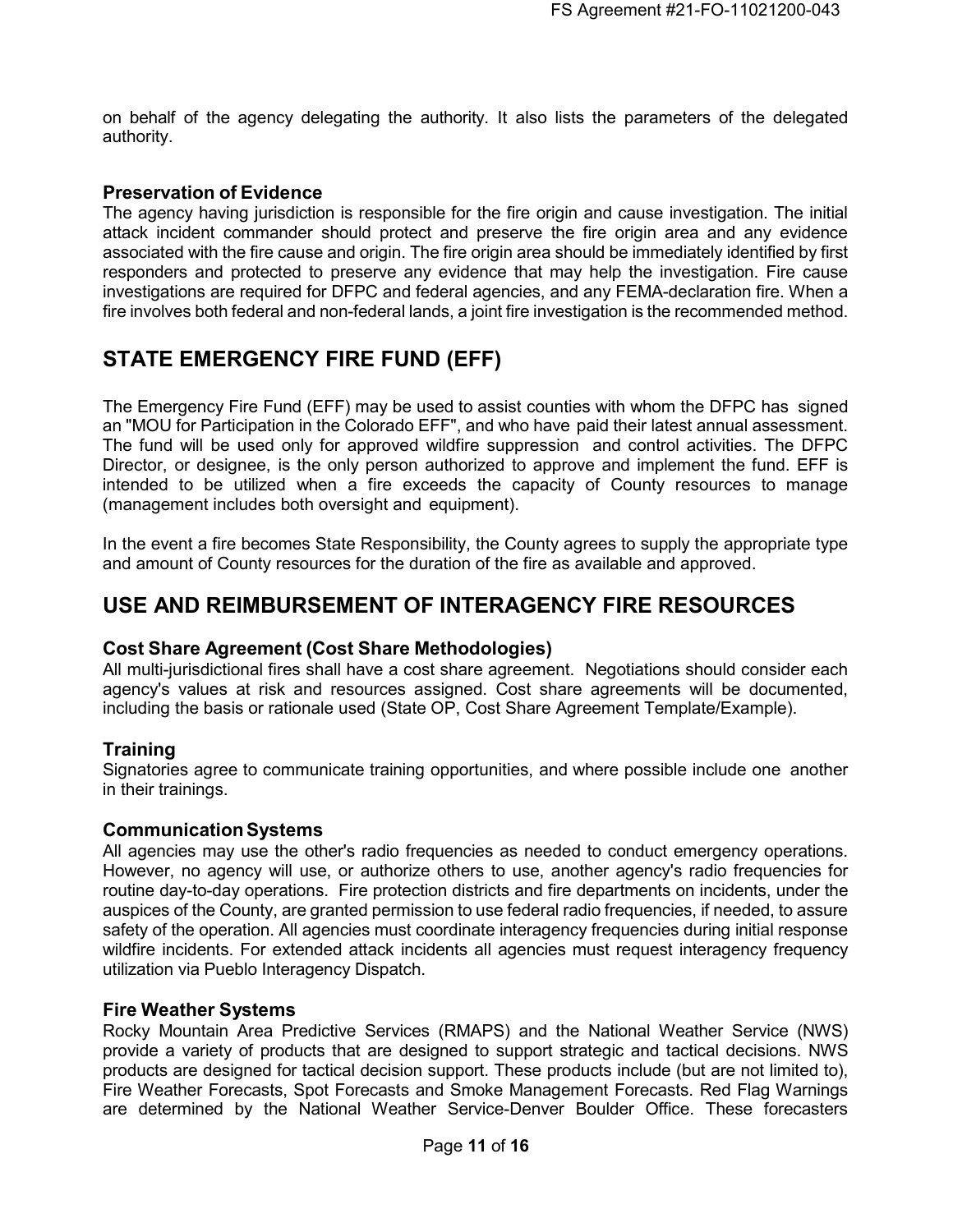on behalf of the agency delegating the authority. It also lists the parameters of the delegated authority.

### Preservation of Evidence

The agency having jurisdiction is responsible for the fire origin and cause investigation. The initial attack incident commander should protect and preserve the fire origin area and any evidence associated with the fire cause and origin. The fire origin area should be immediately identified by first responders and protected to preserve any evidence that may help the investigation. Fire cause investigations are required for DFPC and federal agencies, and any FEMA-declaration fire. When a fire involves both federal and non-federal lands, a joint fire investigation is the recommended method.

## STATE EMERGENCY FIRE FUND (EFF)

The Emergency Fire Fund (EFF) may be used to assist counties with whom the DFPC has signed an "MOU for Participation in the Colorado EFF", and who have paid their latest annual assessment. The fund will be used only for approved wildfire suppression and control activities. The DFPC Director, or designee, is the only person authorized to approve and implement the fund. EFF is intended to be utilized when a fire exceeds the capacity of County resources to manage (management includes both oversight and equipment).

In the event a fire becomes State Responsibility, the County agrees to supply the appropriate type and amount of County resources for the duration of the fire as available and approved.

## USE AND REIMBURSEMENT OF INTERAGENCY FIRE RESOURCES

### Cost Share Agreement (Cost Share Methodologies)

All multi-jurisdictional fires shall have a cost share agreement. Negotiations should consider each agency's values at risk and resources assigned. Cost share agreements will be documented, including the basis or rationale used (State OP, Cost Share Agreement Template/Example).

### Training

Signatories agree to communicate training opportunities, and where possible include one another in their trainings.

### Communication Systems

All agencies may use the other's radio frequencies as needed to conduct emergency operations. However, no agency will use, or authorize others to use, another agency's radio frequencies for routine day-to-day operations. Fire protection districts and fire departments on incidents, under the auspices of the County, are granted permission to use federal radio frequencies, if needed, to assure safety of the operation. All agencies must coordinate interagency frequencies during initial response wildfire incidents. For extended attack incidents all agencies must request interagency frequency utilization via Pueblo Interagency Dispatch.

### Fire Weather Systems

Rocky Mountain Area Predictive Services (RMAPS) and the National Weather Service (NWS) provide a variety of products that are designed to support strategic and tactical decisions. NWS products are designed for tactical decision support. These products include (but are not limited to), Fire Weather Forecasts, Spot Forecasts and Smoke Management Forecasts. Red Flag Warnings are determined by the National Weather Service-Denver Boulder Office. These forecasters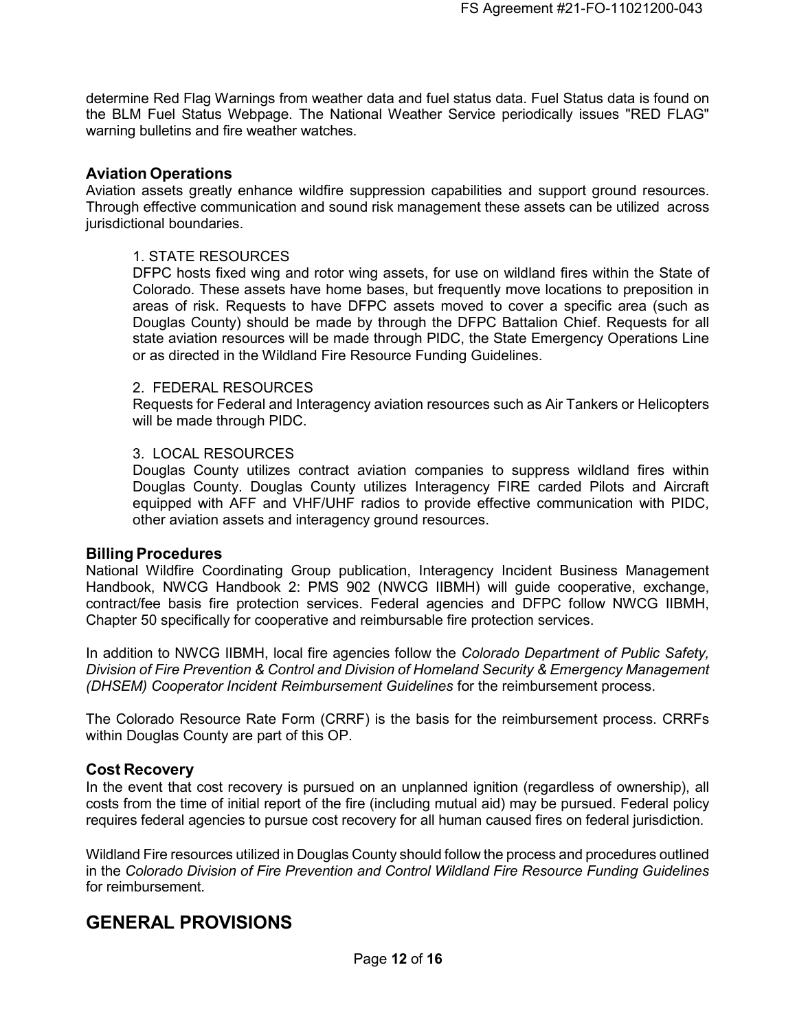determine Red Flag Warnings from weather data and fuel status data. Fuel Status data is found on the BLM Fuel Status Webpage. The National Weather Service periodically issues "RED FLAG" warning bulletins and fire weather watches.

### Aviation Operations

Aviation assets greatly enhance wildfire suppression capabilities and support ground resources. Through effective communication and sound risk management these assets can be utilized across jurisdictional boundaries.

1. STATE RESOURCES
DFPC hosts fixed wing and rotor wing assets, for use on wildland fires within the State of Colorado. These assets have home bases, but frequently move locations to preposition in areas of risk. Requests to have DFPC assets moved to cover a specific area (such as Douglas County) should be made by through the DFPC Battalion Chief. Requests for all state aviation resources will be made through PIDC, the State Emergency Operations Line or as directed in the Wildland Fire Resource Funding Guidelines.

2. FEDERAL RESOURCES
Requests for Federal and Interagency aviation resources such as Air Tankers or Helicopters will be made through PIDC.

3. LOCAL RESOURCES
Douglas County utilizes contract aviation companies to suppress wildland fires within Douglas County. Douglas County utilizes Interagency FIRE carded Pilots and Aircraft equipped with AFF and VHF/UHF radios to provide effective communication with PIDC, other aviation assets and interagency ground resources.

### Billing Procedures

National Wildfire Coordinating Group publication, Interagency Incident Business Management Handbook, NWCG Handbook 2: PMS 902 (NWCG IIBMH) will guide cooperative, exchange, contract/fee basis fire protection services. Federal agencies and DFPC follow NWCG IIBMH, Chapter 50 specifically for cooperative and reimbursable fire protection services.

In addition to NWCG IIBMH, local fire agencies follow the *Colorado Department of Public Safety, Division of Fire Prevention & Control and Division of Homeland Security & Emergency Management (DHSEM) Cooperator Incident Reimbursement Guidelines* for the reimbursement process.

The Colorado Resource Rate Form (CRRF) is the basis for the reimbursement process. CRRFs within Douglas County are part of this OP.

### Cost Recovery

In the event that cost recovery is pursued on an unplanned ignition (regardless of ownership), all costs from the time of initial report of the fire (including mutual aid) may be pursued. Federal policy requires federal agencies to pursue cost recovery for all human caused fires on federal jurisdiction.

Wildland Fire resources utilized in Douglas County should follow the process and procedures outlined in the *Colorado Division of Fire Prevention and Control Wildland Fire Resource Funding Guidelines* for reimbursement.

## GENERAL PROVISIONS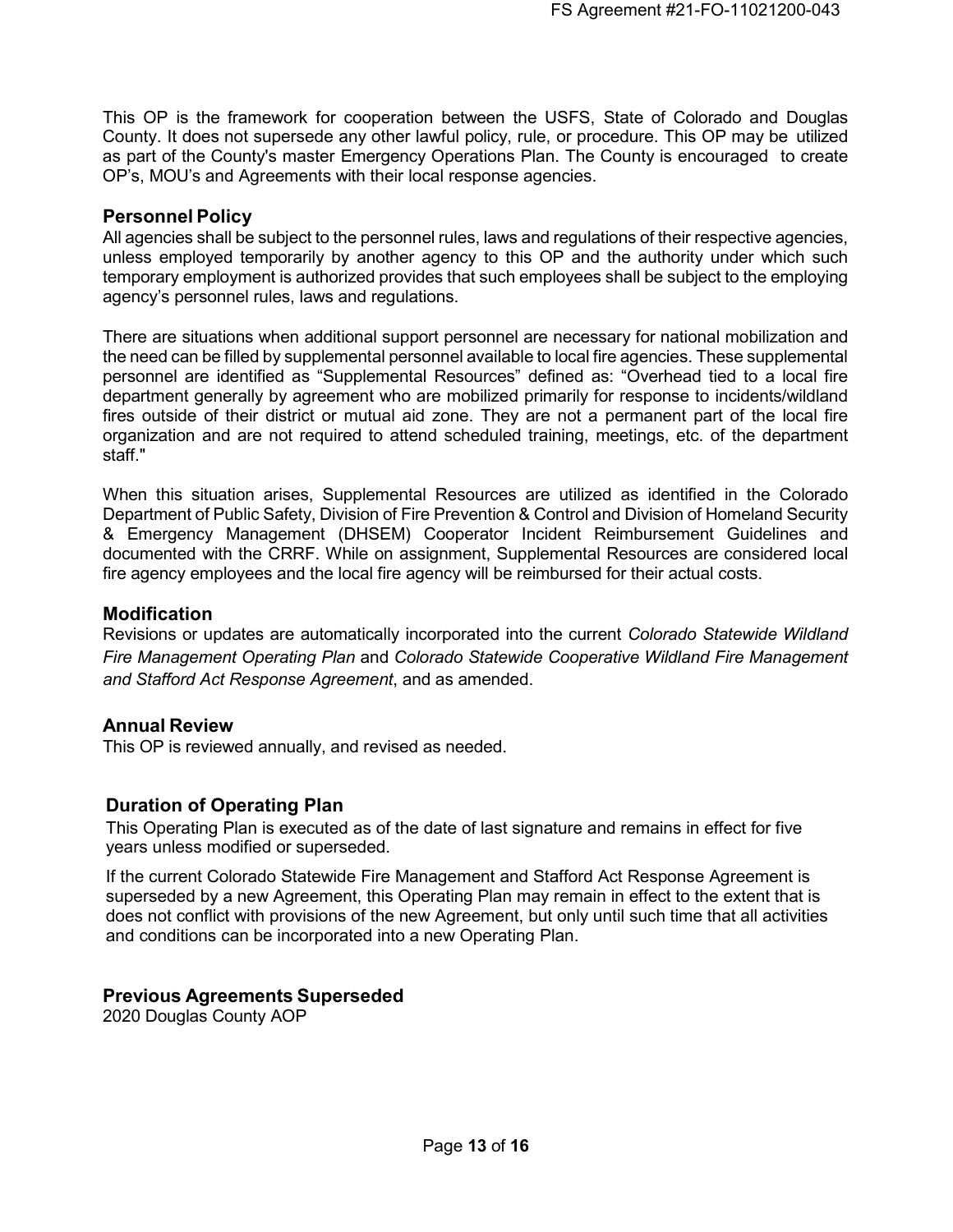This OP is the framework for cooperation between the USFS, State of Colorado and Douglas County. It does not supersede any other lawful policy, rule, or procedure. This OP may be utilized as part of the County's master Emergency Operations Plan. The County is encouraged to create OP's, MOU's and Agreements with their local response agencies.

## Personnel Policy

All agencies shall be subject to the personnel rules, laws and regulations of their respective agencies, unless employed temporarily by another agency to this OP and the authority under which such temporary employment is authorized provides that such employees shall be subject to the employing agency's personnel rules, laws and regulations.

There are situations when additional support personnel are necessary for national mobilization and the need can be filled by supplemental personnel available to local fire agencies. These supplemental personnel are identified as "Supplemental Resources" defined as: "Overhead tied to a local fire department generally by agreement who are mobilized primarily for response to incidents/wildland fires outside of their district or mutual aid zone. They are not a permanent part of the local fire organization and are not required to attend scheduled training, meetings, etc. of the department staff."

When this situation arises, Supplemental Resources are utilized as identified in the Colorado Department of Public Safety, Division of Fire Prevention & Control and Division of Homeland Security & Emergency Management (DHSEM) Cooperator Incident Reimbursement Guidelines and documented with the CRRF. While on assignment, Supplemental Resources are considered local fire agency employees and the local fire agency will be reimbursed for their actual costs.

## Modification

Revisions or updates are automatically incorporated into the current *Colorado Statewide Wildland Fire Management Operating Plan* and *Colorado Statewide Cooperative Wildland Fire Management and Stafford Act Response Agreement*, and as amended.

## Annual Review

This OP is reviewed annually, and revised as needed.

## Duration of Operating Plan

This Operating Plan is executed as of the date of last signature and remains in effect for five years unless modified or superseded.

If the current Colorado Statewide Fire Management and Stafford Act Response Agreement is superseded by a new Agreement, this Operating Plan may remain in effect to the extent that is does not conflict with provisions of the new Agreement, but only until such time that all activities and conditions can be incorporated into a new Operating Plan.

## Previous Agreements Superseded

2020 Douglas County AOP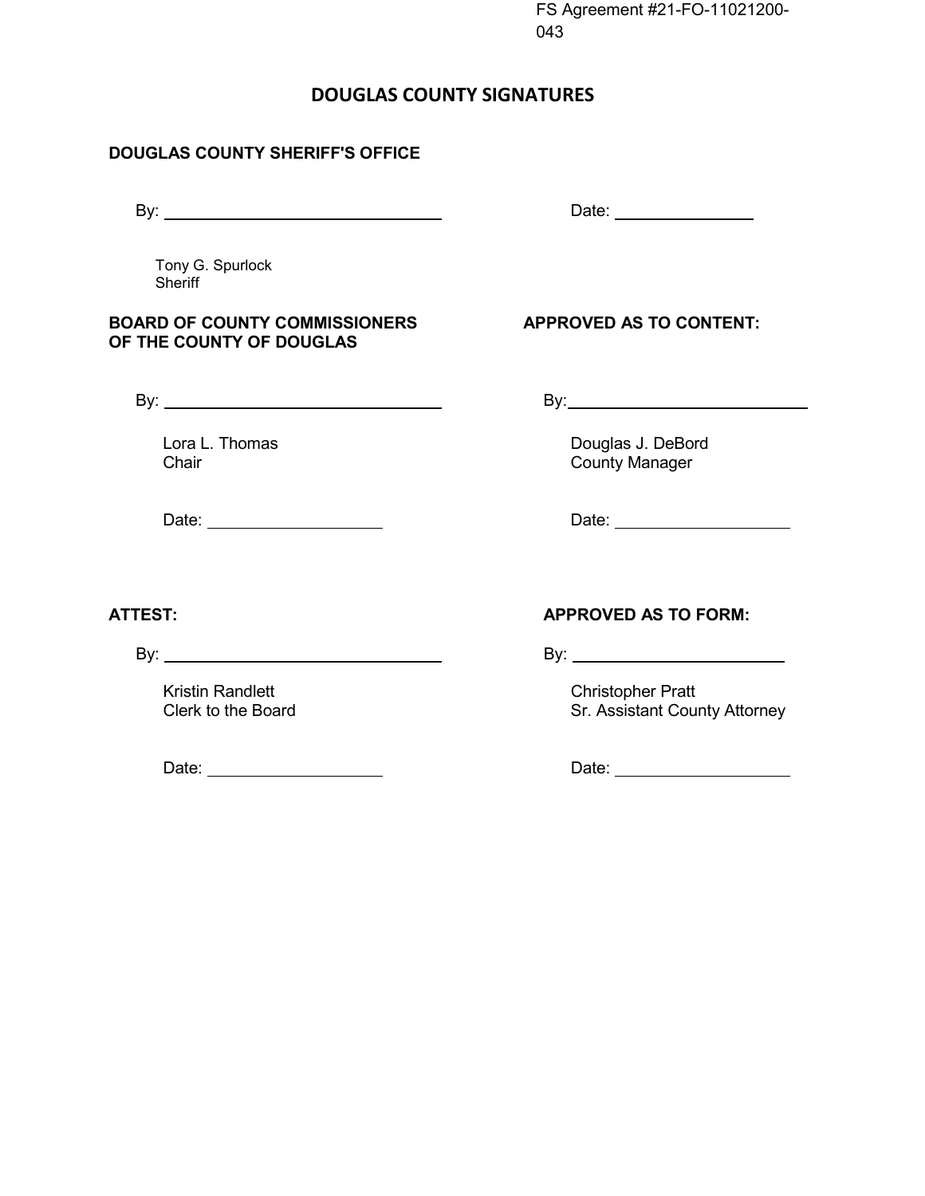FS Agreement #21-FO-11021200-043

# DOUGLAS COUNTY SIGNATURES

**DOUGLAS COUNTY SHERIFF'S OFFICE**

By: ______________________________ Date: ______________

Tony G. Spurlock
Sheriff

**BOARD OF COUNTY COMMISSIONERS OF THE COUNTY OF DOUGLAS**

By: ______________________________

Lora L. Thomas
Chair

Date: ____________________

**APPROVED AS TO CONTENT:**

By: ______________________________

Douglas J. DeBord
County Manager

Date: ____________________

**ATTEST:**

By: ______________________________

Kristin Randlett
Clerk to the Board

Date: ____________________

**APPROVED AS TO FORM:**

By: ______________________________

Christopher Pratt
Sr. Assistant County Attorney

Date: ____________________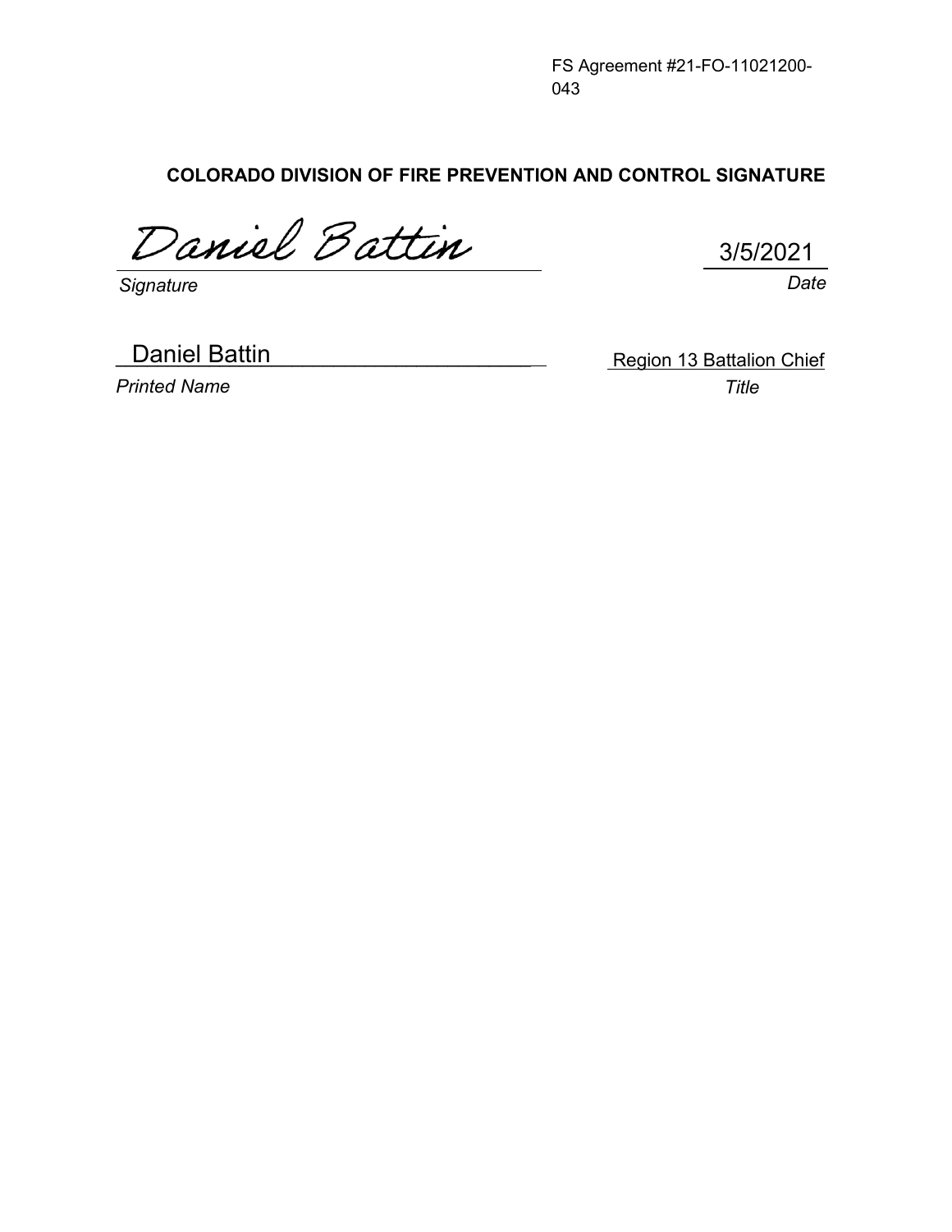FS Agreement #21-FO-11021200-043

**COLORADO DIVISION OF FIRE PREVENTION AND CONTROL SIGNATURE**

Daniel Battin　　　　　　　　　　　　　　　　3/5/2021

*Signature*　　　　　　　　　　　　　　　　　　*Date*

Daniel Battin　　　　　　　　　　　　　　Region 13 Battalion Chief

*Printed Name*　　　　　　　　　　　　　　　　*Title*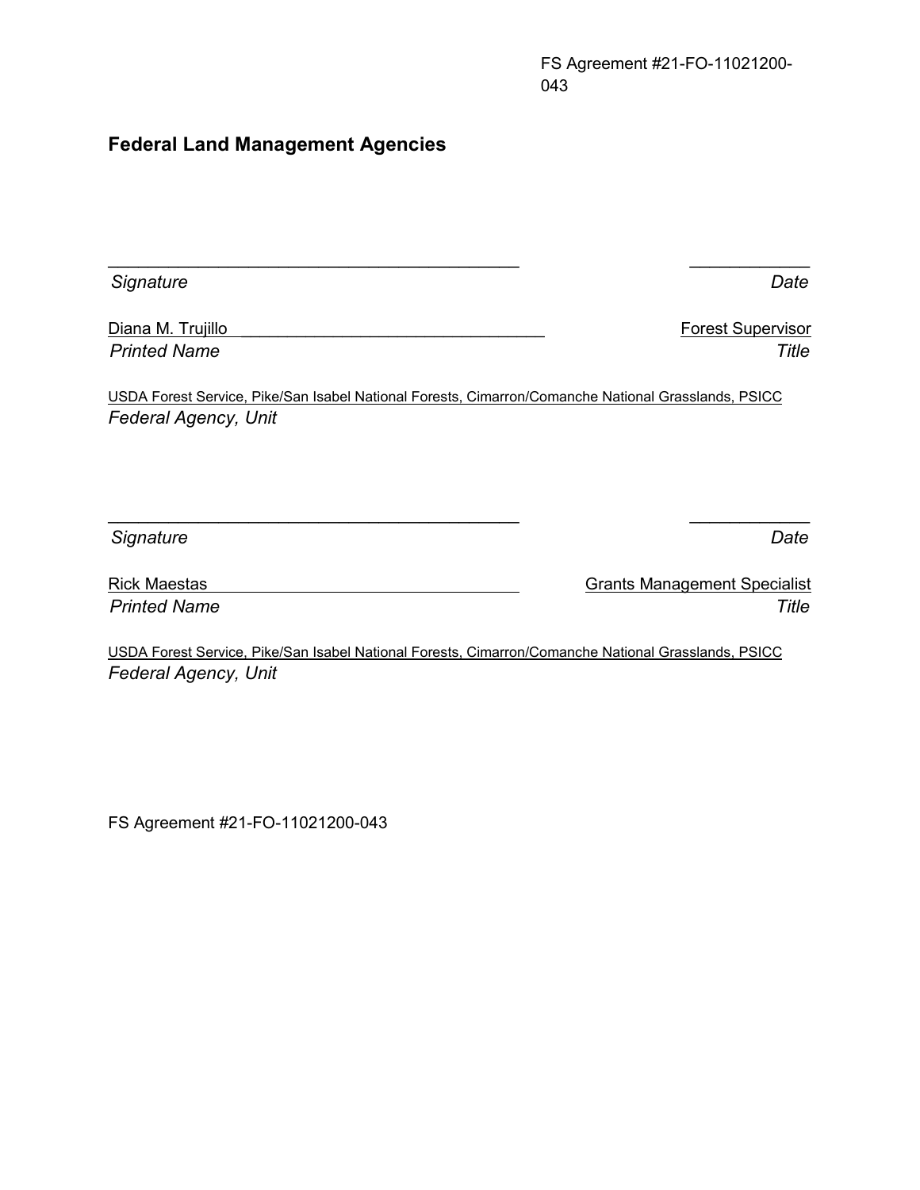FS Agreement #21-FO-11021200-043

## Federal Land Management Agencies

\_\_\_\_\_\_\_\_\_\_\_\_\_\_\_\_\_\_\_\_\_\_\_\_\_\_\_\_\_\_\_\_\_\_\_\_\_\_\_\_\_\_ \_\_\_\_\_\_\_\_\_\_\_\_

*Signature* *Date*

Diana M. Trujillo Forest Supervisor

*Printed Name* *Title*

USDA Forest Service, Pike/San Isabel National Forests, Cimarron/Comanche National Grasslands, PSICC

*Federal Agency, Unit*

\_\_\_\_\_\_\_\_\_\_\_\_\_\_\_\_\_\_\_\_\_\_\_\_\_\_\_\_\_\_\_\_\_\_\_\_\_\_\_\_\_\_ \_\_\_\_\_\_\_\_\_\_\_\_

*Signature* *Date*

Rick Maestas Grants Management Specialist

*Printed Name* *Title*

USDA Forest Service, Pike/San Isabel National Forests, Cimarron/Comanche National Grasslands, PSICC

*Federal Agency, Unit*

FS Agreement #21-FO-11021200-043